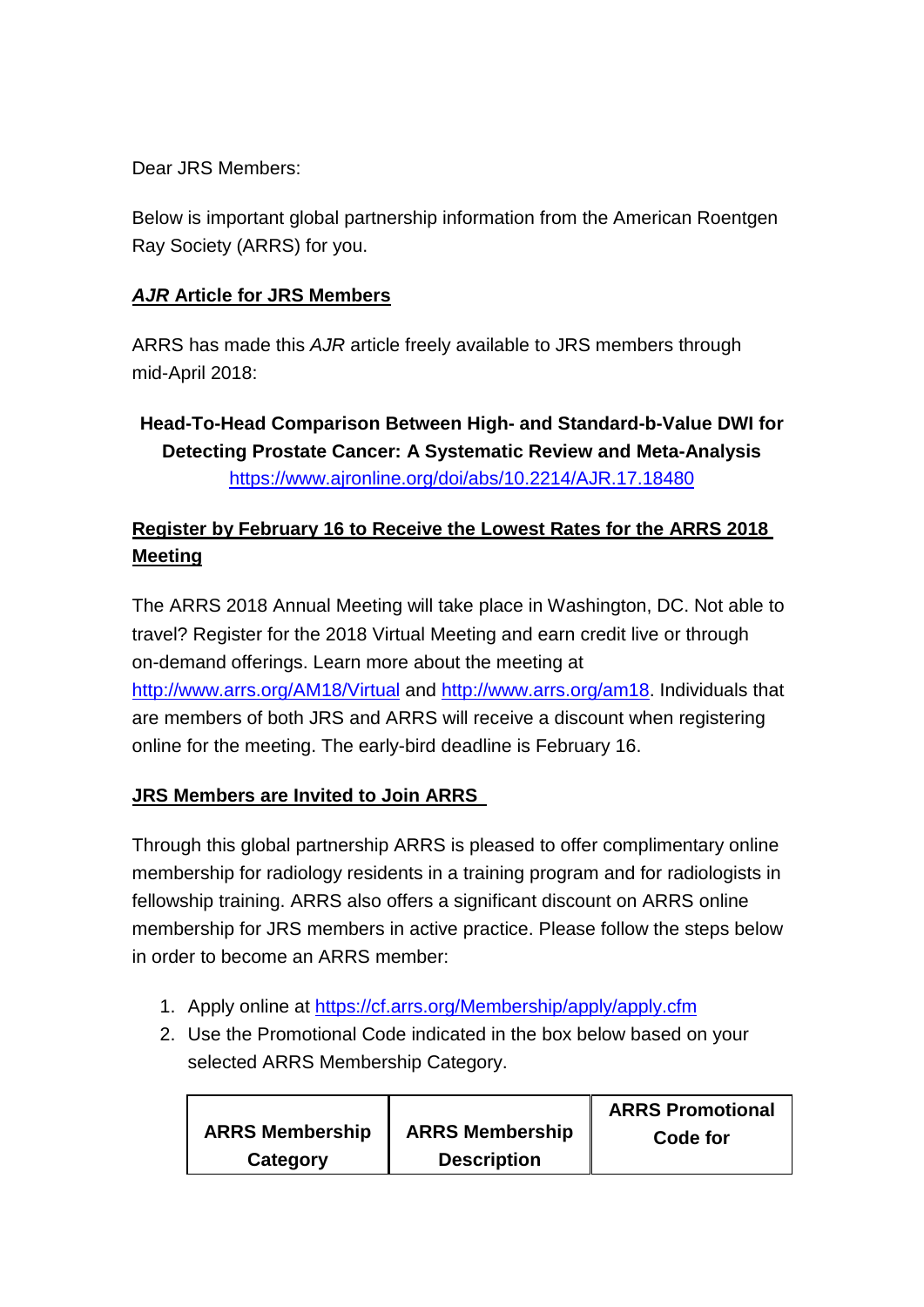Dear JRS Members:

Below is important global partnership information from the American Roentgen Ray Society (ARRS) for you.

## ***AJR*** **Article for JRS Members**

ARRS has made this *AJR* article freely available to JRS members through mid-April 2018:

**Head-To-Head Comparison Between High- and Standard-b-Value DWI for Detecting Prostate Cancer: A Systematic Review and Meta-Analysis**
https://www.ajronline.org/doi/abs/10.2214/AJR.17.18480

## **Register by February 16 to Receive the Lowest Rates for the ARRS 2018 Meeting**

The ARRS 2018 Annual Meeting will take place in Washington, DC. Not able to travel? Register for the 2018 Virtual Meeting and earn credit live or through on-demand offerings. Learn more about the meeting at http://www.arrs.org/AM18/Virtual and http://www.arrs.org/am18. Individuals that are members of both JRS and ARRS will receive a discount when registering online for the meeting. The early-bird deadline is February 16.

## **JRS Members are Invited to Join ARRS**

Through this global partnership ARRS is pleased to offer complimentary online membership for radiology residents in a training program and for radiologists in fellowship training. ARRS also offers a significant discount on ARRS online membership for JRS members in active practice. Please follow the steps below in order to become an ARRS member:

1. Apply online at https://cf.arrs.org/Membership/apply/apply.cfm
2. Use the Promotional Code indicated in the box below based on your selected ARRS Membership Category.

| ARRS Membership Category | ARRS Membership Description | ARRS Promotional Code for |
|---|---|---|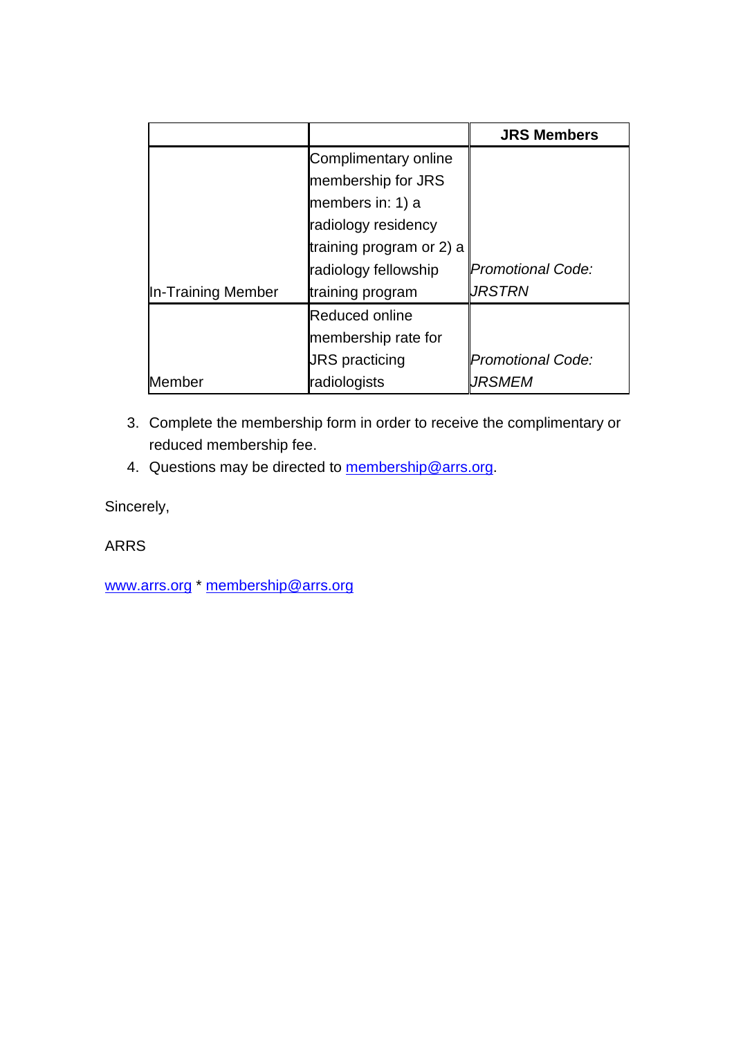| | | JRS Members |
|---|---|---|
| In-Training Member | Complimentary online membership for JRS members in: 1) a radiology residency training program or 2) a radiology fellowship training program | *Promotional Code: JRSTRN* |
| Member | Reduced online membership rate for JRS practicing radiologists | *Promotional Code: JRSMEM* |

3. Complete the membership form in order to receive the complimentary or reduced membership fee.
4. Questions may be directed to membership@arrs.org.

Sincerely,

ARRS

www.arrs.org * membership@arrs.org